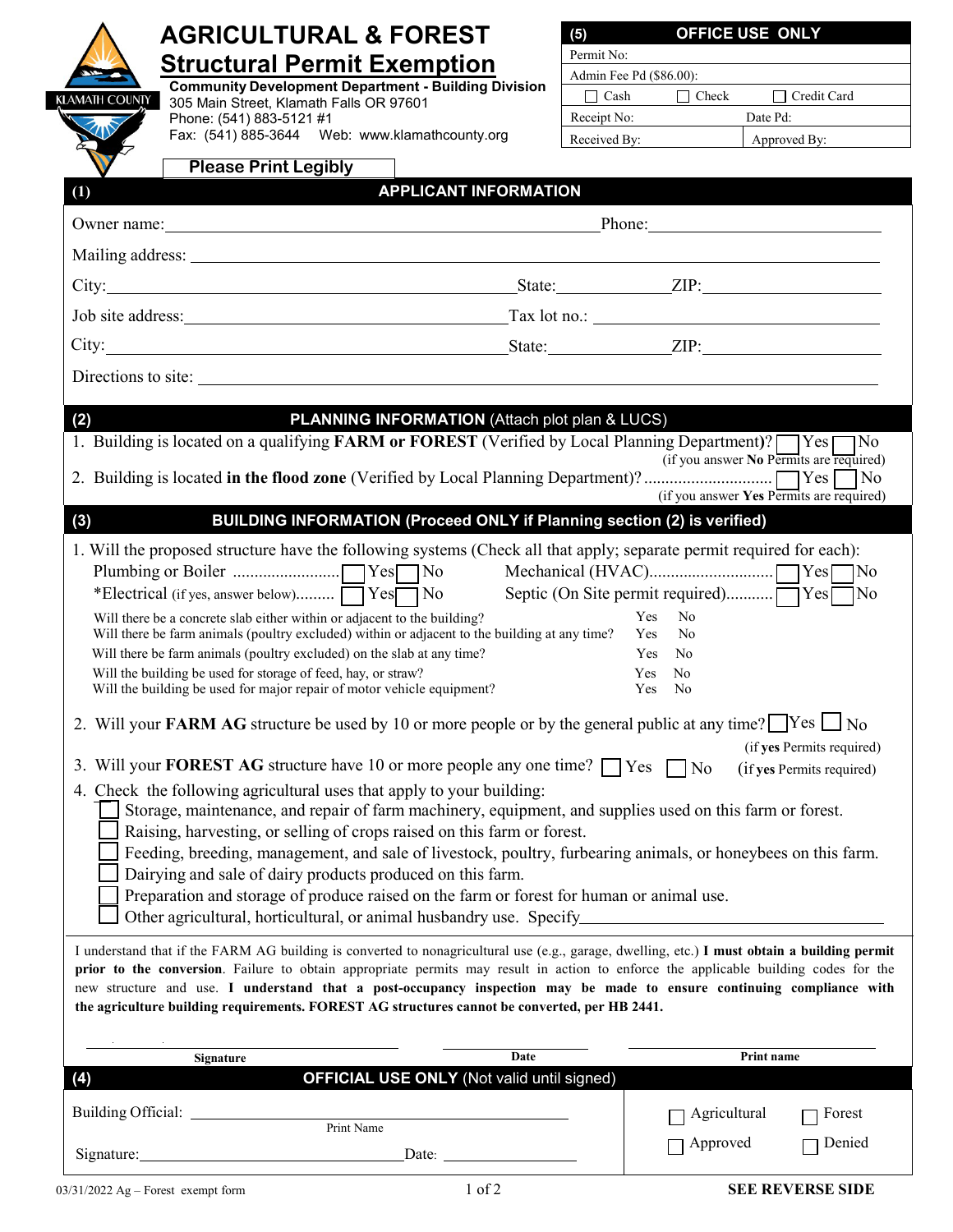# AGRICULTURAL & FOREST Structural Permit Exemption

**Community Development Department - Building Division**
305 Main Street, Klamath Falls OR 97601
Phone: (541) 883-5121 #1
Fax: (541) 885-3644 Web: www.klamathcounty.org

KLAMATH COUNTY

| (5) OFFICE USE ONLY | |
|---|---|
| Permit No: | |
| Admin Fee Pd ($86.00): | |
| ☐ Cash ☐ Check ☐ Credit Card | |
| Receipt No: | Date Pd: |
| Received By: | Approved By: |

**Please Print Legibly**

## (1) APPLICANT INFORMATION

Owner name: ______________________ Phone: ______________________

Mailing address: ______________________

City: ______________________ State: __________ ZIP: __________

Job site address: ______________________ Tax lot no.: ______________________

City: ______________________ State: __________ ZIP: __________

Directions to site: ______________________

## (2) PLANNING INFORMATION (Attach plot plan & LUCS)

1. Building is located on a qualifying **FARM or FOREST** (Verified by Local Planning Department)? ☐ Yes ☐ No
   (if you answer **No** Permits are required)
2. Building is located **in the flood zone** (Verified by Local Planning Department)? .............................. ☐ Yes ☐ No
   (if you answer **Yes** Permits are required)

## (3) BUILDING INFORMATION (Proceed ONLY if Planning section (2) is verified)

1. Will the proposed structure have the following systems (Check all that apply; separate permit required for each):
   - Plumbing or Boiler ......................... ☐ Yes ☐ No
   - Mechanical (HVAC)............................ ☐ Yes ☐ No
   - *Electrical (if yes, answer below)......... ☐ Yes ☐ No
   - Septic (On Site permit required)........... ☐ Yes ☐ No

   Will there be a concrete slab either within or adjacent to the building? Yes No
   Will there be farm animals (poultry excluded) within or adjacent to the building at any time? Yes No
   Will there be farm animals (poultry excluded) on the slab at any time? Yes No
   Will the building be used for storage of feed, hay, or straw? Yes No
   Will the building be used for major repair of motor vehicle equipment? Yes No

2. Will your **FARM AG** structure be used by 10 or more people or by the general public at any time? ☐ Yes ☐ No
   (if **yes** Permits required)
3. Will your **FOREST AG** structure have 10 or more people any one time? ☐ Yes ☐ No (if **yes** Permits required)
4. Check the following agricultural uses that apply to your building:
   - ☐ Storage, maintenance, and repair of farm machinery, equipment, and supplies used on this farm or forest.
   - ☐ Raising, harvesting, or selling of crops raised on this farm or forest.
   - ☐ Feeding, breeding, management, and sale of livestock, poultry, furbearing animals, or honeybees on this farm.
   - ☐ Dairying and sale of dairy products produced on this farm.
   - ☐ Preparation and storage of produce raised on the farm or forest for human or animal use.
   - ☐ Other agricultural, horticultural, or animal husbandry use. Specify______________________

I understand that if the FARM AG building is converted to nonagricultural use (e.g., garage, dwelling, etc.) **I must obtain a building permit prior to the conversion**. Failure to obtain appropriate permits may result in action to enforce the applicable building codes for the new structure and use. **I understand that a post-occupancy inspection may be made to ensure continuing compliance with the agriculture building requirements. FOREST AG structures cannot be converted, per HB 2441.**

______________________ ______________ ______________________
**Signature** **Date** **Print name**

## (4) OFFICIAL USE ONLY (Not valid until signed)

Building Official: ______________________
Print Name

Signature: ______________________ Date: ______________

☐ Agricultural ☐ Forest
☐ Approved ☐ Denied

03/31/2022 Ag – Forest exempt form

**SEE REVERSE SIDE**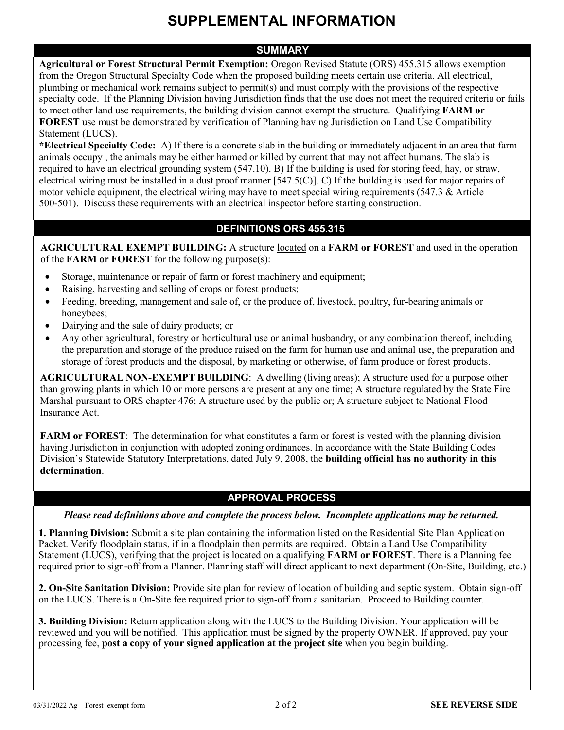# SUPPLEMENTAL INFORMATION

## SUMMARY

**Agricultural or Forest Structural Permit Exemption:** Oregon Revised Statute (ORS) 455.315 allows exemption from the Oregon Structural Specialty Code when the proposed building meets certain use criteria. All electrical, plumbing or mechanical work remains subject to permit(s) and must comply with the provisions of the respective specialty code. If the Planning Division having Jurisdiction finds that the use does not meet the required criteria or fails to meet other land use requirements, the building division cannot exempt the structure. Qualifying **FARM or FOREST** use must be demonstrated by verification of Planning having Jurisdiction on Land Use Compatibility Statement (LUCS).

**\*Electrical Specialty Code:** A) If there is a concrete slab in the building or immediately adjacent in an area that farm animals occupy , the animals may be either harmed or killed by current that may not affect humans. The slab is required to have an electrical grounding system (547.10). B) If the building is used for storing feed, hay, or straw, electrical wiring must be installed in a dust proof manner [547.5(C)]. C) If the building is used for major repairs of motor vehicle equipment, the electrical wiring may have to meet special wiring requirements (547.3 & Article 500-501). Discuss these requirements with an electrical inspector before starting construction.

## DEFINITIONS ORS 455.315

**AGRICULTURAL EXEMPT BUILDING:** A structure located on a **FARM or FOREST** and used in the operation of the **FARM or FOREST** for the following purpose(s):

- Storage, maintenance or repair of farm or forest machinery and equipment;
- Raising, harvesting and selling of crops or forest products;
- Feeding, breeding, management and sale of, or the produce of, livestock, poultry, fur-bearing animals or honeybees;
- Dairying and the sale of dairy products; or
- Any other agricultural, forestry or horticultural use or animal husbandry, or any combination thereof, including the preparation and storage of the produce raised on the farm for human use and animal use, the preparation and storage of forest products and the disposal, by marketing or otherwise, of farm produce or forest products.

**AGRICULTURAL NON-EXEMPT BUILDING**: A dwelling (living areas); A structure used for a purpose other than growing plants in which 10 or more persons are present at any one time; A structure regulated by the State Fire Marshal pursuant to ORS chapter 476; A structure used by the public or; A structure subject to National Flood Insurance Act.

**FARM or FOREST**: The determination for what constitutes a farm or forest is vested with the planning division having Jurisdiction in conjunction with adopted zoning ordinances. In accordance with the State Building Codes Division's Statewide Statutory Interpretations, dated July 9, 2008, the **building official has no authority in this determination**.

## APPROVAL PROCESS

***Please read definitions above and complete the process below. Incomplete applications may be returned.***

**1. Planning Division:** Submit a site plan containing the information listed on the Residential Site Plan Application Packet. Verify floodplain status, if in a floodplain then permits are required. Obtain a Land Use Compatibility Statement (LUCS), verifying that the project is located on a qualifying **FARM or FOREST**. There is a Planning fee required prior to sign-off from a Planner. Planning staff will direct applicant to next department (On-Site, Building, etc.)

**2. On-Site Sanitation Division:** Provide site plan for review of location of building and septic system. Obtain sign-off on the LUCS. There is a On-Site fee required prior to sign-off from a sanitarian. Proceed to Building counter.

**3. Building Division:** Return application along with the LUCS to the Building Division. Your application will be reviewed and you will be notified. This application must be signed by the property OWNER. If approved, pay your processing fee, **post a copy of your signed application at the project site** when you begin building.

03/31/2022 Ag – Forest exempt form

**SEE REVERSE SIDE**